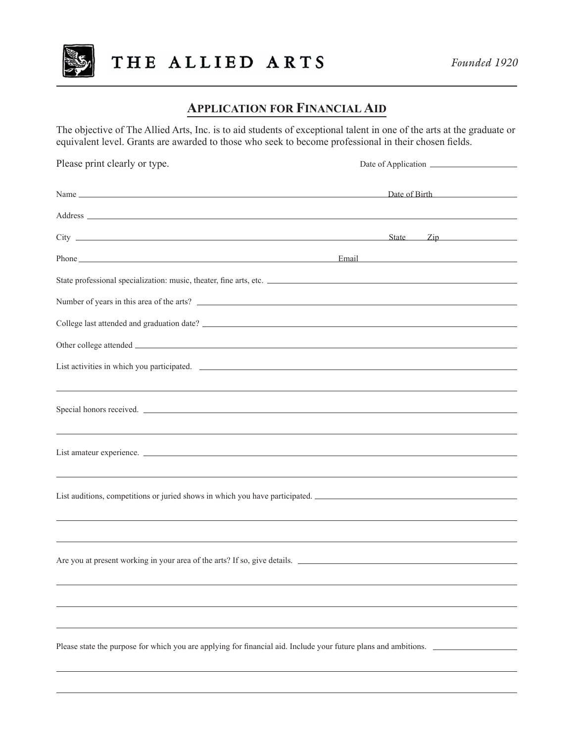THE ALLIED ARTS

*Founded 1920*

## Application for Financial Aid

The objective of The Allied Arts, Inc. is to aid students of exceptional talent in one of the arts at the graduate or equivalent level. Grants are awarded to those who seek to become professional in their chosen fields.

Please print clearly or type.

Date of Application ____________________

Name ____________________ Date of Birth ____________________

Address ____________________

City ____________________ State ____ Zip ____________________

Phone ____________________ Email ____________________

State professional specialization: music, theater, fine arts, etc. ____________________

Number of years in this area of the arts? ____________________

College last attended and graduation date? ____________________

Other college attended ____________________

List activities in which you participated. ____________________

____________________

Special honors received. ____________________

____________________

List amateur experience. ____________________

____________________

List auditions, competitions or juried shows in which you have participated. ____________________

____________________

____________________

Are you at present working in your area of the arts? If so, give details. ____________________

____________________

____________________

____________________

Please state the purpose for which you are applying for financial aid. Include your future plans and ambitions. ____________________

____________________

____________________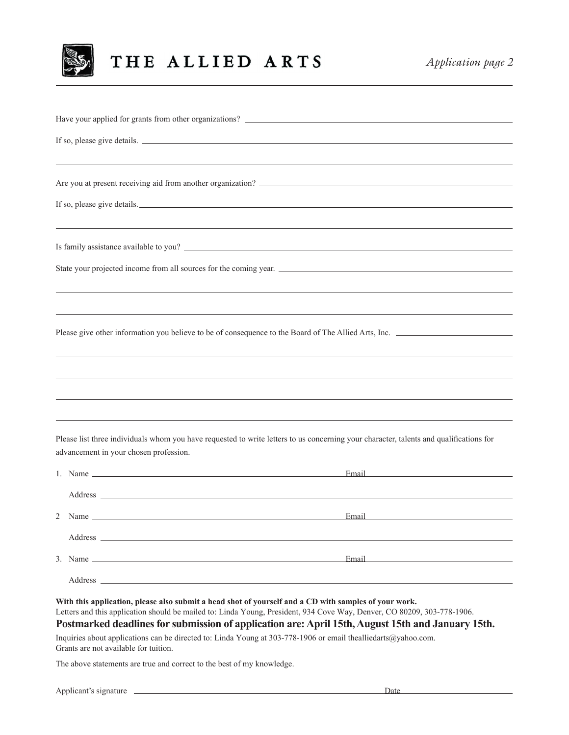# THE ALLIED ARTS

*Application page 2*

Have your applied for grants from other organizations? \_\_\_\_\_\_\_\_\_\_\_\_\_\_\_\_\_\_\_\_\_\_\_\_\_\_\_\_\_\_

If so, please give details. \_\_\_\_\_\_\_\_\_\_\_\_\_\_\_\_\_\_\_\_\_\_\_\_\_\_\_\_\_\_

\_\_\_\_\_\_\_\_\_\_\_\_\_\_\_\_\_\_\_\_\_\_\_\_\_\_\_\_\_\_

Are you at present receiving aid from another organization? \_\_\_\_\_\_\_\_\_\_\_\_\_\_\_\_\_\_\_\_\_\_\_\_\_\_\_\_\_\_

If so, please give details. \_\_\_\_\_\_\_\_\_\_\_\_\_\_\_\_\_\_\_\_\_\_\_\_\_\_\_\_\_\_

\_\_\_\_\_\_\_\_\_\_\_\_\_\_\_\_\_\_\_\_\_\_\_\_\_\_\_\_\_\_

Is family assistance available to you? \_\_\_\_\_\_\_\_\_\_\_\_\_\_\_\_\_\_\_\_\_\_\_\_\_\_\_\_\_\_

State your projected income from all sources for the coming year. \_\_\_\_\_\_\_\_\_\_\_\_\_\_\_\_\_\_\_\_\_\_\_\_\_\_\_\_\_\_

\_\_\_\_\_\_\_\_\_\_\_\_\_\_\_\_\_\_\_\_\_\_\_\_\_\_\_\_\_\_

\_\_\_\_\_\_\_\_\_\_\_\_\_\_\_\_\_\_\_\_\_\_\_\_\_\_\_\_\_\_

Please give other information you believe to be of consequence to the Board of The Allied Arts, Inc. \_\_\_\_\_\_\_\_\_\_\_\_\_\_\_\_\_\_\_\_\_\_\_\_\_\_\_\_\_\_

\_\_\_\_\_\_\_\_\_\_\_\_\_\_\_\_\_\_\_\_\_\_\_\_\_\_\_\_\_\_

\_\_\_\_\_\_\_\_\_\_\_\_\_\_\_\_\_\_\_\_\_\_\_\_\_\_\_\_\_\_

\_\_\_\_\_\_\_\_\_\_\_\_\_\_\_\_\_\_\_\_\_\_\_\_\_\_\_\_\_\_

\_\_\_\_\_\_\_\_\_\_\_\_\_\_\_\_\_\_\_\_\_\_\_\_\_\_\_\_\_\_

Please list three individuals whom you have requested to write letters to us concerning your character, talents and qualifications for advancement in your chosen profession.

1. Name \_\_\_\_\_\_\_\_\_\_\_\_\_\_\_\_\_\_\_\_ Email \_\_\_\_\_\_\_\_\_\_\_\_\_\_\_\_\_\_\_\_

   Address \_\_\_\_\_\_\_\_\_\_\_\_\_\_\_\_\_\_\_\_\_\_\_\_\_\_\_\_\_\_

2 Name \_\_\_\_\_\_\_\_\_\_\_\_\_\_\_\_\_\_\_\_ Email \_\_\_\_\_\_\_\_\_\_\_\_\_\_\_\_\_\_\_\_

   Address \_\_\_\_\_\_\_\_\_\_\_\_\_\_\_\_\_\_\_\_\_\_\_\_\_\_\_\_\_\_

3. Name \_\_\_\_\_\_\_\_\_\_\_\_\_\_\_\_\_\_\_\_ Email \_\_\_\_\_\_\_\_\_\_\_\_\_\_\_\_\_\_\_\_

   Address \_\_\_\_\_\_\_\_\_\_\_\_\_\_\_\_\_\_\_\_\_\_\_\_\_\_\_\_\_\_

**With this application, please also submit a head shot of yourself and a CD with samples of your work.**
Letters and this application should be mailed to: Linda Young, President, 934 Cove Way, Denver, CO 80209, 303-778-1906.

**Postmarked deadlines for submission of application are: April 15th, August 15th and January 15th.**

Inquiries about applications can be directed to: Linda Young at 303-778-1906 or email thealliedarts@yahoo.com.
Grants are not available for tuition.

The above statements are true and correct to the best of my knowledge.

Applicant's signature \_\_\_\_\_\_\_\_\_\_\_\_\_\_\_\_\_\_\_\_\_\_\_\_\_\_\_\_\_\_ Date \_\_\_\_\_\_\_\_\_\_\_\_\_\_\_\_\_\_\_\_